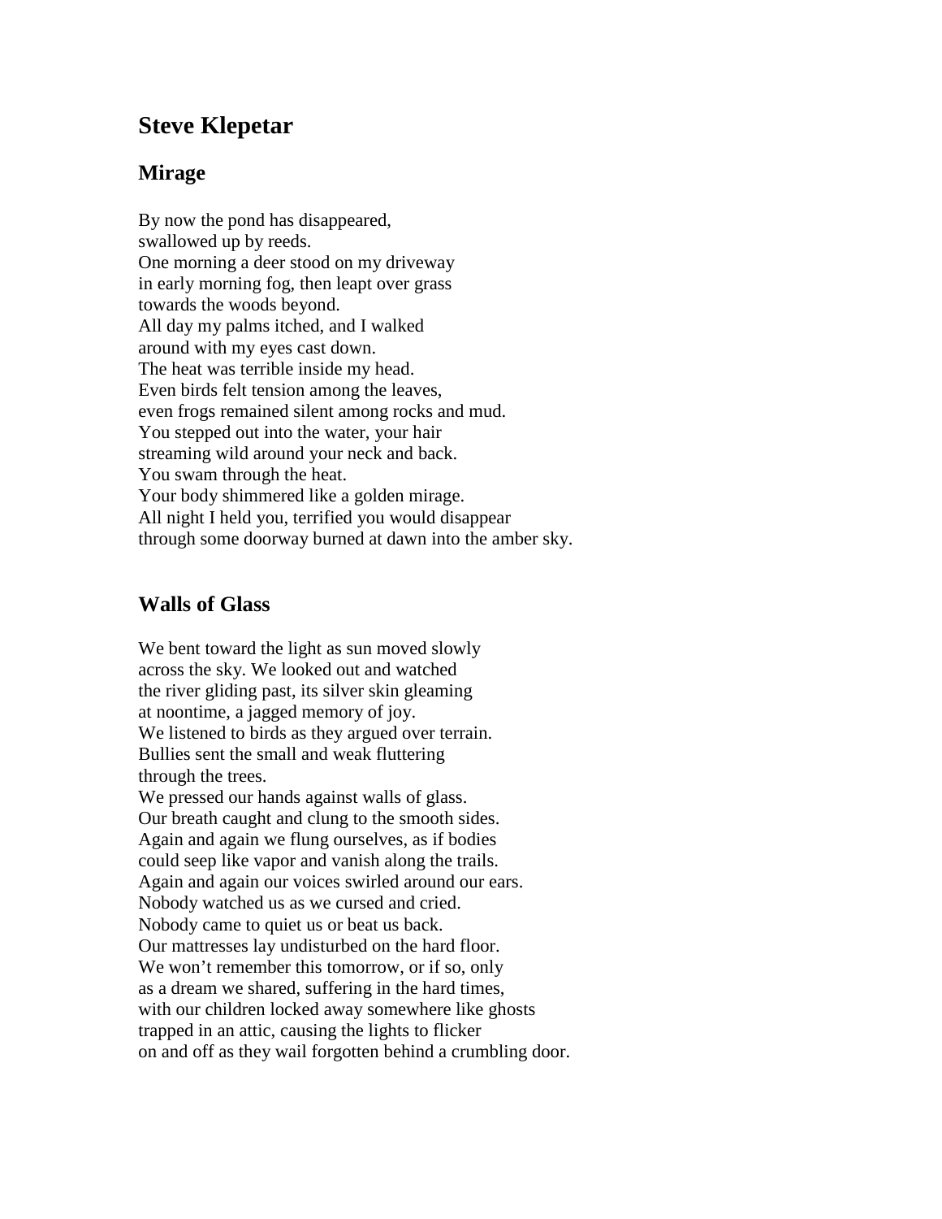# Steve Klepetar

## Mirage

By now the pond has disappeared,  
swallowed up by reeds.  
One morning a deer stood on my driveway  
in early morning fog, then leapt over grass  
towards the woods beyond.  
All day my palms itched, and I walked  
around with my eyes cast down.  
The heat was terrible inside my head.  
Even birds felt tension among the leaves,  
even frogs remained silent among rocks and mud.  
You stepped out into the water, your hair  
streaming wild around your neck and back.  
You swam through the heat.  
Your body shimmered like a golden mirage.  
All night I held you, terrified you would disappear  
through some doorway burned at dawn into the amber sky.

## Walls of Glass

We bent toward the light as sun moved slowly  
across the sky. We looked out and watched  
the river gliding past, its silver skin gleaming  
at noontime, a jagged memory of joy.  
We listened to birds as they argued over terrain.  
Bullies sent the small and weak fluttering  
through the trees.  
We pressed our hands against walls of glass.  
Our breath caught and clung to the smooth sides.  
Again and again we flung ourselves, as if bodies  
could seep like vapor and vanish along the trails.  
Again and again our voices swirled around our ears.  
Nobody watched us as we cursed and cried.  
Nobody came to quiet us or beat us back.  
Our mattresses lay undisturbed on the hard floor.  
We won’t remember this tomorrow, or if so, only  
as a dream we shared, suffering in the hard times,  
with our children locked away somewhere like ghosts  
trapped in an attic, causing the lights to flicker  
on and off as they wail forgotten behind a crumbling door.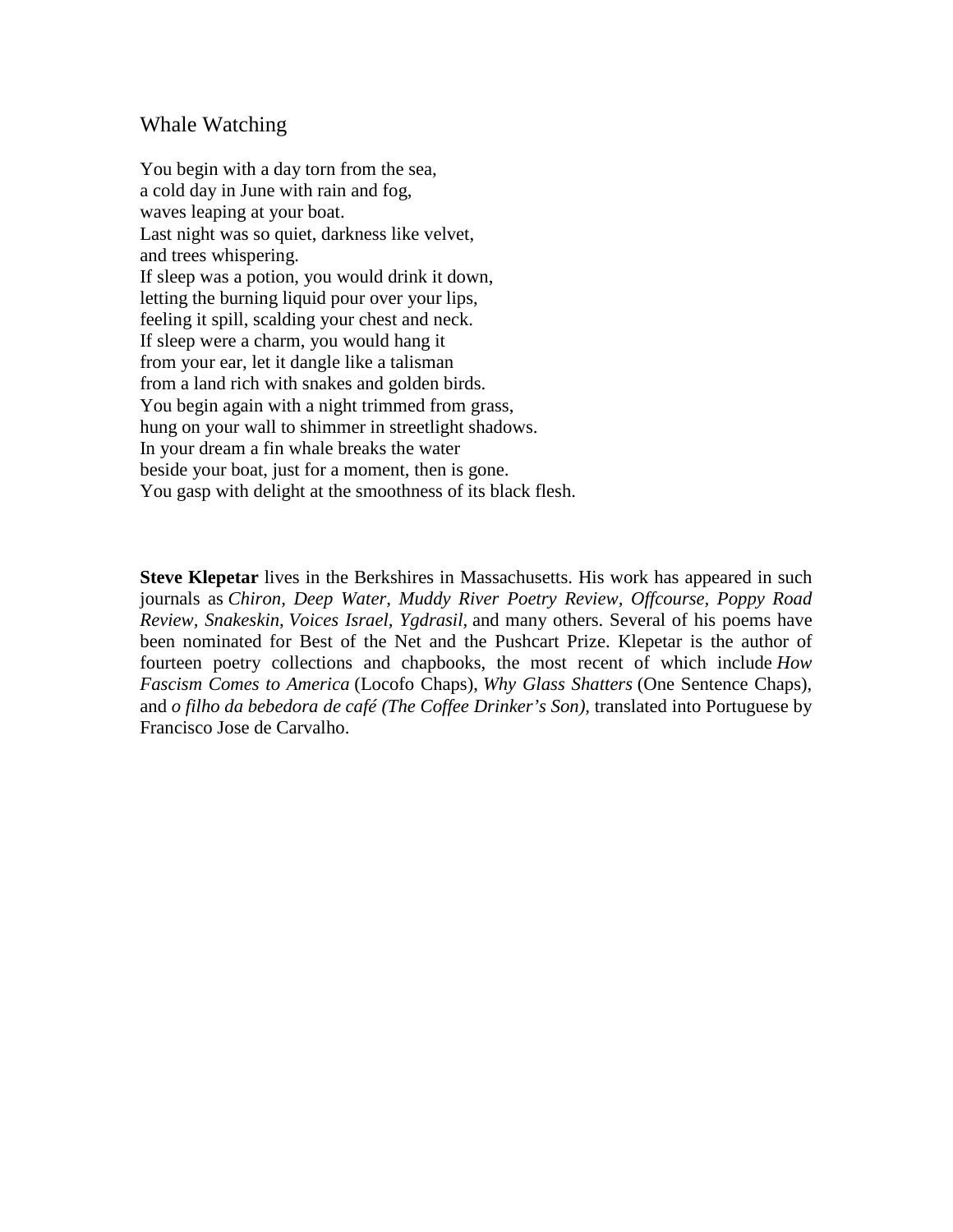## Whale Watching

You begin with a day torn from the sea,  
a cold day in June with rain and fog,  
waves leaping at your boat.  
Last night was so quiet, darkness like velvet,  
and trees whispering.  
If sleep was a potion, you would drink it down,  
letting the burning liquid pour over your lips,  
feeling it spill, scalding your chest and neck.  
If sleep were a charm, you would hang it  
from your ear, let it dangle like a talisman  
from a land rich with snakes and golden birds.  
You begin again with a night trimmed from grass,  
hung on your wall to shimmer in streetlight shadows.  
In your dream a fin whale breaks the water  
beside your boat, just for a moment, then is gone.  
You gasp with delight at the smoothness of its black flesh.

**Steve Klepetar** lives in the Berkshires in Massachusetts. His work has appeared in such journals as *Chiron, Deep Water, Muddy River Poetry Review, Offcourse, Poppy Road Review, Snakeskin, Voices Israel, Ygdrasil,* and many others. Several of his poems have been nominated for Best of the Net and the Pushcart Prize. Klepetar is the author of fourteen poetry collections and chapbooks, the most recent of which include *How Fascism Comes to America* (Locofo Chaps), *Why Glass Shatters* (One Sentence Chaps), and *o filho da bebedora de café (The Coffee Drinker's Son),* translated into Portuguese by Francisco Jose de Carvalho.